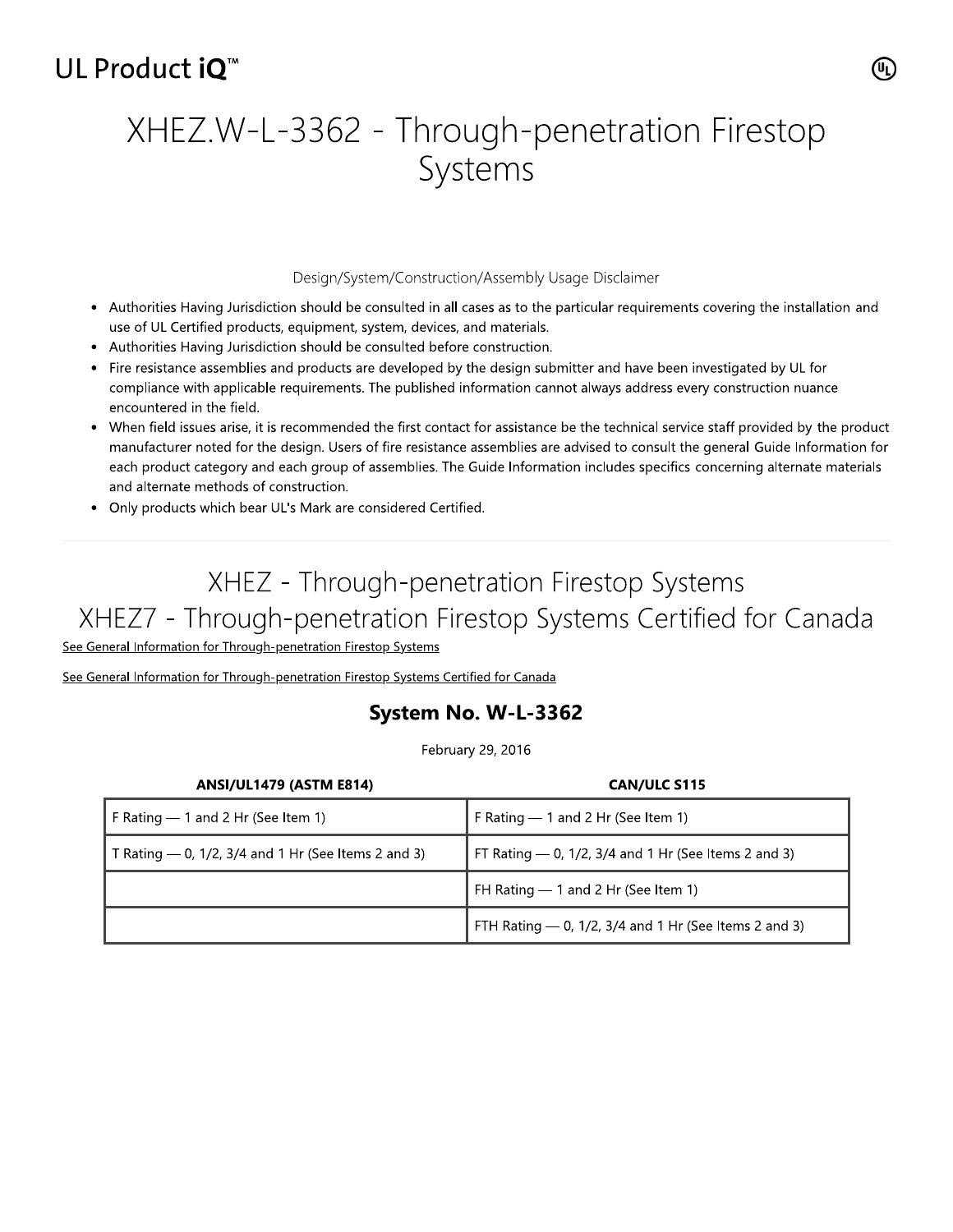# XHEZ.W-L-3362 - Through-penetration Firestop Systems

Design/System/Construction/Assembly Usage Disclaimer

- Authorities Having Jurisdiction should be consulted in all cases as to the particular requirements covering the installation and use of UL Certified products, equipment, system, devices, and materials.
- Authorities Having Jurisdiction should be consulted before construction.
- Fire resistance assemblies and products are developed by the design submitter and have been investigated by UL for compliance with applicable requirements. The published information cannot always address every construction nuance encountered in the field.
- When field issues arise, it is recommended the first contact for assistance be the technical service staff provided by the product manufacturer noted for the design. Users of fire resistance assemblies are advised to consult the general Guide Information for each product category and each group of assemblies. The Guide Information includes specifics concerning alternate materials and alternate methods of construction.
- Only products which bear UL's Mark are considered Certified.

## XHEZ - Through-penetration Firestop Systems
## XHEZ7 - Through-penetration Firestop Systems Certified for Canada

See General Information for Through-penetration Firestop Systems

See General Information for Through-penetration Firestop Systems Certified for Canada

### System No. W-L-3362

February 29, 2016

| ANSI/UL1479 (ASTM E814) | CAN/ULC S115 |
|---|---|
| F Rating — 1 and 2 Hr (See Item 1) | F Rating — 1 and 2 Hr (See Item 1) |
| T Rating — 0, 1/2, 3/4 and 1 Hr (See Items 2 and 3) | FT Rating — 0, 1/2, 3/4 and 1 Hr (See Items 2 and 3) |
| | FH Rating — 1 and 2 Hr (See Item 1) |
| | FTH Rating — 0, 1/2, 3/4 and 1 Hr (See Items 2 and 3) |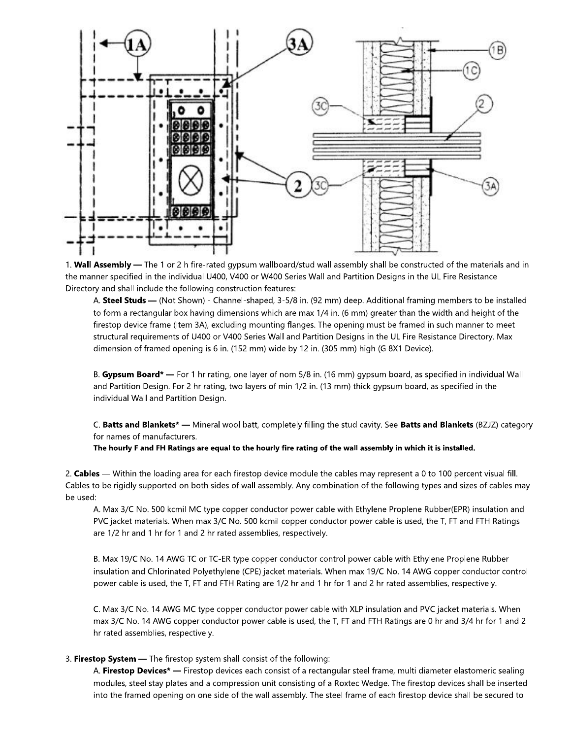1. **Wall Assembly** — The 1 or 2 h fire-rated gypsum wallboard/stud wall assembly shall be constructed of the materials and in the manner specified in the individual U400, V400 or W400 Series Wall and Partition Designs in the UL Fire Resistance Directory and shall include the following construction features:

   A. **Steel Studs** — (Not Shown) - Channel-shaped, 3-5/8 in. (92 mm) deep. Additional framing members to be installed to form a rectangular box having dimensions which are max 1/4 in. (6 mm) greater than the width and height of the firestop device frame (Item 3A), excluding mounting flanges. The opening must be framed in such manner to meet structural requirements of U400 or V400 Series Wall and Partition Designs in the UL Fire Resistance Directory. Max dimension of framed opening is 6 in. (152 mm) wide by 12 in. (305 mm) high (G 8X1 Device).

   B. **Gypsum Board*** — For 1 hr rating, one layer of nom 5/8 in. (16 mm) gypsum board, as specified in individual Wall and Partition Design. For 2 hr rating, two layers of min 1/2 in. (13 mm) thick gypsum board, as specified in the individual Wall and Partition Design.

   C. **Batts and Blankets*** — Mineral wool batt, completely filling the stud cavity. See **Batts and Blankets** (BZJZ) category for names of manufacturers.

   **The hourly F and FH Ratings are equal to the hourly fire rating of the wall assembly in which it is installed.**

2. **Cables** — Within the loading area for each firestop device module the cables may represent a 0 to 100 percent visual fill. Cables to be rigidly supported on both sides of wall assembly. Any combination of the following types and sizes of cables may be used:

   A. Max 3/C No. 500 kcmil MC type copper conductor power cable with Ethylene Proplene Rubber(EPR) insulation and PVC jacket materials. When max 3/C No. 500 kcmil copper conductor power cable is used, the T, FT and FTH Ratings are 1/2 hr and 1 hr for 1 and 2 hr rated assemblies, respectively.

   B. Max 19/C No. 14 AWG TC or TC-ER type copper conductor control power cable with Ethylene Proplene Rubber insulation and Chlorinated Polyethylene (CPE) jacket materials. When max 19/C No. 14 AWG copper conductor control power cable is used, the T, FT and FTH Rating are 1/2 hr and 1 hr for 1 and 2 hr rated assemblies, respectively.

   C. Max 3/C No. 14 AWG MC type copper conductor power cable with XLP insulation and PVC jacket materials. When max 3/C No. 14 AWG copper conductor power cable is used, the T, FT and FTH Ratings are 0 hr and 3/4 hr for 1 and 2 hr rated assemblies, respectively.

3. **Firestop System** — The firestop system shall consist of the following:

   A. **Firestop Devices*** — Firestop devices each consist of a rectangular steel frame, multi diameter elastomeric sealing modules, steel stay plates and a compression unit consisting of a Roxtec Wedge. The firestop devices shall be inserted into the framed opening on one side of the wall assembly. The steel frame of each firestop device shall be secured to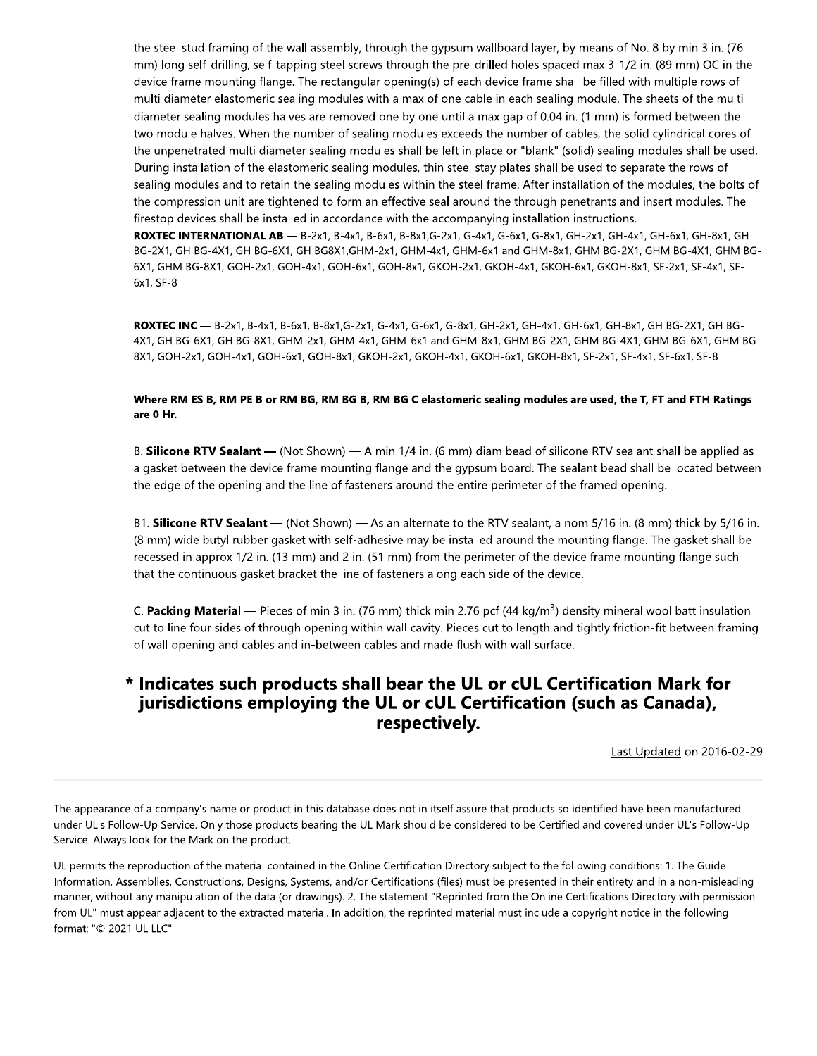the steel stud framing of the wall assembly, through the gypsum wallboard layer, by means of No. 8 by min 3 in. (76 mm) long self-drilling, self-tapping steel screws through the pre-drilled holes spaced max 3-1/2 in. (89 mm) OC in the device frame mounting flange. The rectangular opening(s) of each device frame shall be filled with multiple rows of multi diameter elastomeric sealing modules with a max of one cable in each sealing module. The sheets of the multi diameter sealing modules halves are removed one by one until a max gap of 0.04 in. (1 mm) is formed between the two module halves. When the number of sealing modules exceeds the number of cables, the solid cylindrical cores of the unpenetrated multi diameter sealing modules shall be left in place or "blank" (solid) sealing modules shall be used. During installation of the elastomeric sealing modules, thin steel stay plates shall be used to separate the rows of sealing modules and to retain the sealing modules within the steel frame. After installation of the modules, the bolts of the compression unit are tightened to form an effective seal around the through penetrants and insert modules. The firestop devices shall be installed in accordance with the accompanying installation instructions.
**ROXTEC INTERNATIONAL AB** — B-2x1, B-4x1, B-6x1, B-8x1,G-2x1, G-4x1, G-6x1, G-8x1, GH-2x1, GH-4x1, GH-6x1, GH-8x1, GH BG-2X1, GH BG-4X1, GH BG-6X1, GH BG8X1,GHM-2x1, GHM-4x1, GHM-6x1 and GHM-8x1, GHM BG-2X1, GHM BG-4X1, GHM BG-6X1, GHM BG-8X1, GOH-2x1, GOH-4x1, GOH-6x1, GOH-8x1, GKOH-2x1, GKOH-4x1, GKOH-6x1, GKOH-8x1, SF-2x1, SF-4x1, SF-6x1, SF-8

**ROXTEC INC** — B-2x1, B-4x1, B-6x1, B-8x1,G-2x1, G-4x1, G-6x1, G-8x1, GH-2x1, GH-4x1, GH-6x1, GH-8x1, GH BG-2X1, GH BG-4X1, GH BG-6X1, GH BG-8X1, GHM-2x1, GHM-4x1, GHM-6x1 and GHM-8x1, GHM BG-2X1, GHM BG-4X1, GHM BG-6X1, GHM BG-8X1, GOH-2x1, GOH-4x1, GOH-6x1, GOH-8x1, GKOH-2x1, GKOH-4x1, GKOH-6x1, GKOH-8x1, SF-2x1, SF-4x1, SF-6x1, SF-8

**Where RM ES B, RM PE B or RM BG, RM BG B, RM BG C elastomeric sealing modules are used, the T, FT and FTH Ratings are 0 Hr.**

B. **Silicone RTV Sealant —** (Not Shown) — A min 1/4 in. (6 mm) diam bead of silicone RTV sealant shall be applied as a gasket between the device frame mounting flange and the gypsum board. The sealant bead shall be located between the edge of the opening and the line of fasteners around the entire perimeter of the framed opening.

B1. **Silicone RTV Sealant —** (Not Shown) — As an alternate to the RTV sealant, a nom 5/16 in. (8 mm) thick by 5/16 in. (8 mm) wide butyl rubber gasket with self-adhesive may be installed around the mounting flange. The gasket shall be recessed in approx 1/2 in. (13 mm) and 2 in. (51 mm) from the perimeter of the device frame mounting flange such that the continuous gasket bracket the line of fasteners along each side of the device.

C. **Packing Material —** Pieces of min 3 in. (76 mm) thick min 2.76 pcf (44 kg/m$^3$) density mineral wool batt insulation cut to line four sides of through opening within wall cavity. Pieces cut to length and tightly friction-fit between framing of wall opening and cables and in-between cables and made flush with wall surface.

## * Indicates such products shall bear the UL or cUL Certification Mark for jurisdictions employing the UL or cUL Certification (such as Canada), respectively.

Last Updated on 2016-02-29

The appearance of a company's name or product in this database does not in itself assure that products so identified have been manufactured under UL's Follow-Up Service. Only those products bearing the UL Mark should be considered to be Certified and covered under UL's Follow-Up Service. Always look for the Mark on the product.

UL permits the reproduction of the material contained in the Online Certification Directory subject to the following conditions: 1. The Guide Information, Assemblies, Constructions, Designs, Systems, and/or Certifications (files) must be presented in their entirety and in a non-misleading manner, without any manipulation of the data (or drawings). 2. The statement "Reprinted from the Online Certifications Directory with permission from UL" must appear adjacent to the extracted material. In addition, the reprinted material must include a copyright notice in the following format: "© 2021 UL LLC"